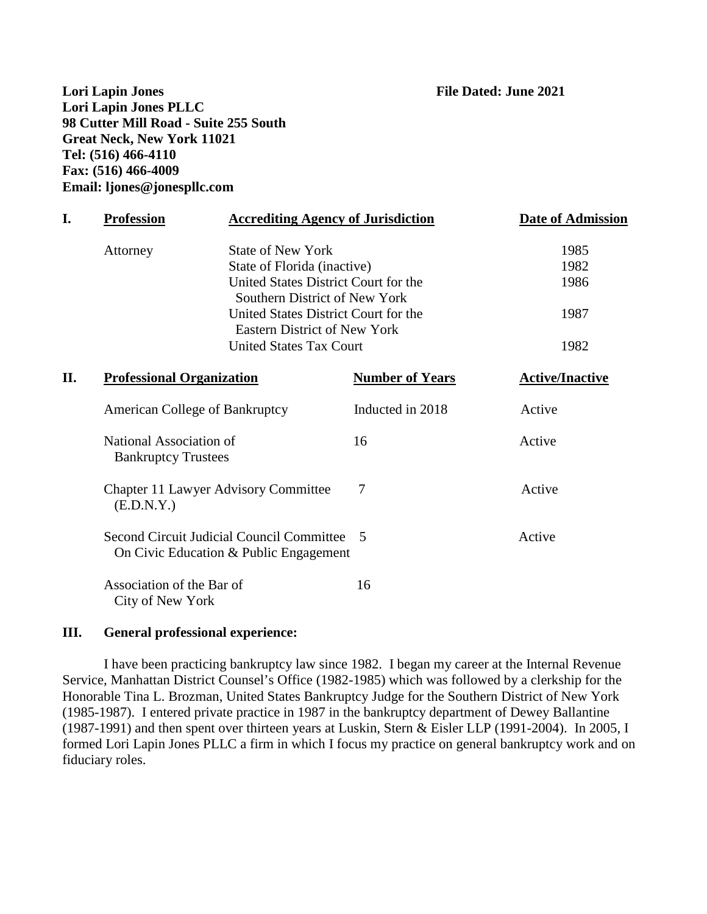**Lori Lapin Jones** **File Dated: June 2021**
**Lori Lapin Jones PLLC**
**98 Cutter Mill Road - Suite 255 South**
**Great Neck, New York 11021**
**Tel: (516) 466-4110**
**Fax: (516) 466-4009**
**Email: ljones@jonespllc.com**

## I.

| Profession | Accrediting Agency of Jurisdiction | Date of Admission |
|---|---|---|
| Attorney | State of New York | 1985 |
| | State of Florida (inactive) | 1982 |
| | United States District Court for the Southern District of New York | 1986 |
| | United States District Court for the Eastern District of New York | 1987 |
| | United States Tax Court | 1982 |

## II.

| Professional Organization | Number of Years | Active/Inactive |
|---|---|---|
| American College of Bankruptcy | Inducted in 2018 | Active |
| National Association of Bankruptcy Trustees | 16 | Active |
| Chapter 11 Lawyer Advisory Committee (E.D.N.Y.) | 7 | Active |
| Second Circuit Judicial Council Committee On Civic Education & Public Engagement | 5 | Active |
| Association of the Bar of City of New York | 16 | |

## III. General professional experience:

I have been practicing bankruptcy law since 1982. I began my career at the Internal Revenue Service, Manhattan District Counsel's Office (1982-1985) which was followed by a clerkship for the Honorable Tina L. Brozman, United States Bankruptcy Judge for the Southern District of New York (1985-1987). I entered private practice in 1987 in the bankruptcy department of Dewey Ballantine (1987-1991) and then spent over thirteen years at Luskin, Stern & Eisler LLP (1991-2004). In 2005, I formed Lori Lapin Jones PLLC a firm in which I focus my practice on general bankruptcy work and on fiduciary roles.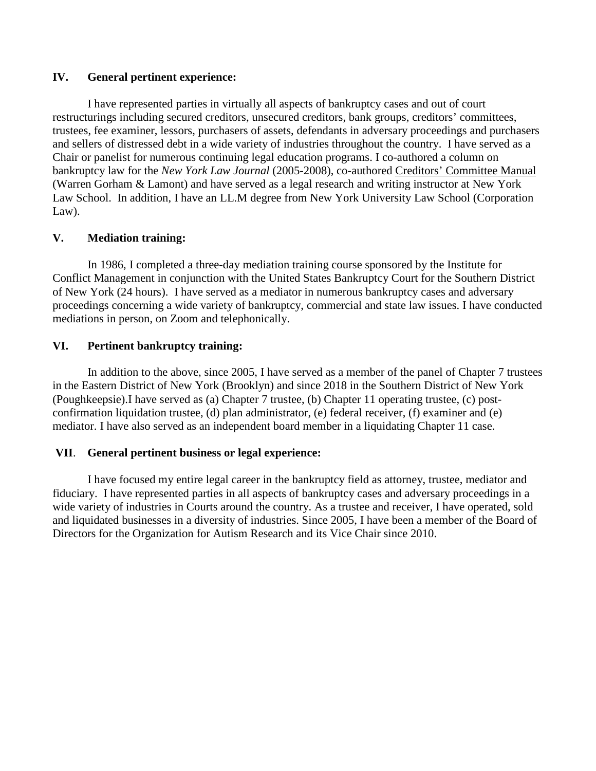## IV. General pertinent experience:

I have represented parties in virtually all aspects of bankruptcy cases and out of court restructurings including secured creditors, unsecured creditors, bank groups, creditors' committees, trustees, fee examiner, lessors, purchasers of assets, defendants in adversary proceedings and purchasers and sellers of distressed debt in a wide variety of industries throughout the country. I have served as a Chair or panelist for numerous continuing legal education programs. I co-authored a column on bankruptcy law for the *New York Law Journal* (2005-2008), co-authored Creditors' Committee Manual (Warren Gorham & Lamont) and have served as a legal research and writing instructor at New York Law School. In addition, I have an LL.M degree from New York University Law School (Corporation Law).

## V. Mediation training:

In 1986, I completed a three-day mediation training course sponsored by the Institute for Conflict Management in conjunction with the United States Bankruptcy Court for the Southern District of New York (24 hours). I have served as a mediator in numerous bankruptcy cases and adversary proceedings concerning a wide variety of bankruptcy, commercial and state law issues. I have conducted mediations in person, on Zoom and telephonically.

## VI. Pertinent bankruptcy training:

In addition to the above, since 2005, I have served as a member of the panel of Chapter 7 trustees in the Eastern District of New York (Brooklyn) and since 2018 in the Southern District of New York (Poughkeepsie).I have served as (a) Chapter 7 trustee, (b) Chapter 11 operating trustee, (c) post-confirmation liquidation trustee, (d) plan administrator, (e) federal receiver, (f) examiner and (e) mediator. I have also served as an independent board member in a liquidating Chapter 11 case.

## VII. General pertinent business or legal experience:

I have focused my entire legal career in the bankruptcy field as attorney, trustee, mediator and fiduciary. I have represented parties in all aspects of bankruptcy cases and adversary proceedings in a wide variety of industries in Courts around the country. As a trustee and receiver, I have operated, sold and liquidated businesses in a diversity of industries. Since 2005, I have been a member of the Board of Directors for the Organization for Autism Research and its Vice Chair since 2010.